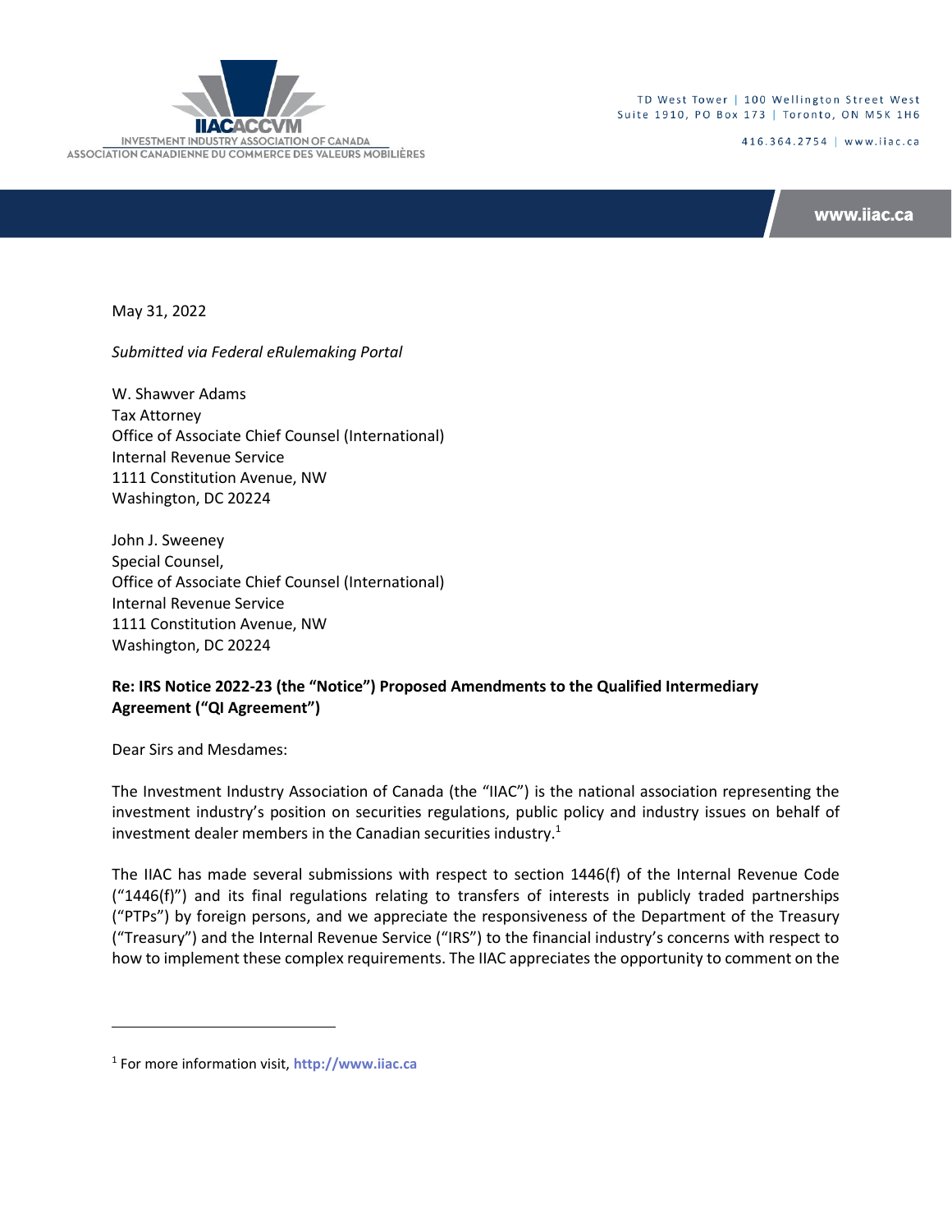INVESTMENT INDUSTRY ASSOCIATION OF CANADA
ASSOCIATION CANADIENNE DU COMMERCE DES VALEURS MOBILIÈRES

TD West Tower | 100 Wellington Street West
Suite 1910, PO Box 173 | Toronto, ON M5K 1H6

416.364.2754 | www.iiac.ca

www.iiac.ca

May 31, 2022

*Submitted via Federal eRulemaking Portal*

W. Shawver Adams
Tax Attorney
Office of Associate Chief Counsel (International)
Internal Revenue Service
1111 Constitution Avenue, NW
Washington, DC 20224

John J. Sweeney
Special Counsel,
Office of Associate Chief Counsel (International)
Internal Revenue Service
1111 Constitution Avenue, NW
Washington, DC 20224

**Re: IRS Notice 2022-23 (the "Notice") Proposed Amendments to the Qualified Intermediary Agreement ("QI Agreement")**

Dear Sirs and Mesdames:

The Investment Industry Association of Canada (the "IIAC") is the national association representing the investment industry's position on securities regulations, public policy and industry issues on behalf of investment dealer members in the Canadian securities industry.[1]

The IIAC has made several submissions with respect to section 1446(f) of the Internal Revenue Code ("1446(f)") and its final regulations relating to transfers of interests in publicly traded partnerships ("PTPs") by foreign persons, and we appreciate the responsiveness of the Department of the Treasury ("Treasury") and the Internal Revenue Service ("IRS") to the financial industry's concerns with respect to how to implement these complex requirements. The IIAC appreciates the opportunity to comment on the

[1] For more information visit, http://www.iiac.ca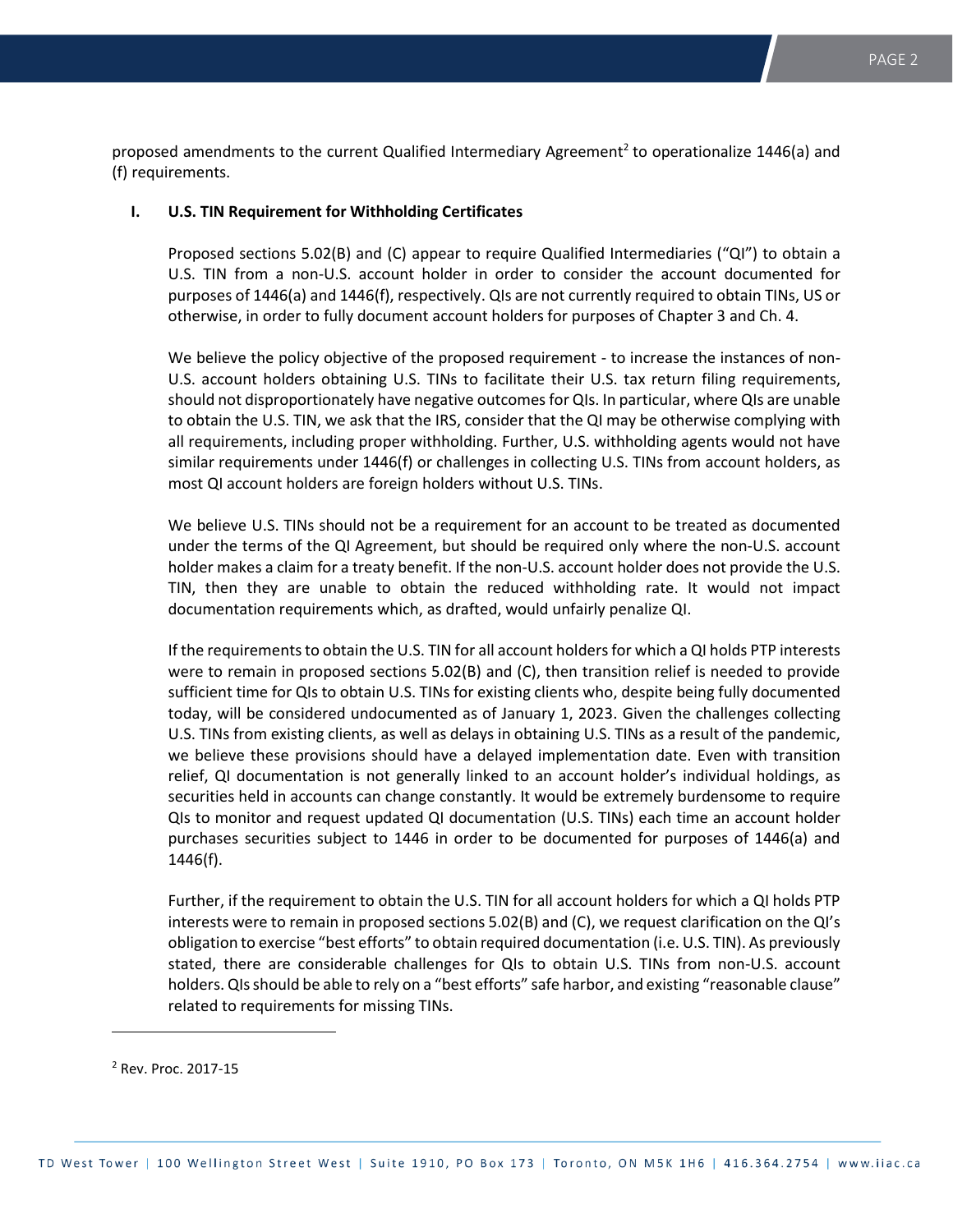proposed amendments to the current Qualified Intermediary Agreement[2] to operationalize 1446(a) and (f) requirements.

## I. U.S. TIN Requirement for Withholding Certificates

Proposed sections 5.02(B) and (C) appear to require Qualified Intermediaries ("QI") to obtain a U.S. TIN from a non-U.S. account holder in order to consider the account documented for purposes of 1446(a) and 1446(f), respectively. QIs are not currently required to obtain TINs, US or otherwise, in order to fully document account holders for purposes of Chapter 3 and Ch. 4.

We believe the policy objective of the proposed requirement - to increase the instances of non-U.S. account holders obtaining U.S. TINs to facilitate their U.S. tax return filing requirements, should not disproportionately have negative outcomes for QIs. In particular, where QIs are unable to obtain the U.S. TIN, we ask that the IRS, consider that the QI may be otherwise complying with all requirements, including proper withholding. Further, U.S. withholding agents would not have similar requirements under 1446(f) or challenges in collecting U.S. TINs from account holders, as most QI account holders are foreign holders without U.S. TINs.

We believe U.S. TINs should not be a requirement for an account to be treated as documented under the terms of the QI Agreement, but should be required only where the non-U.S. account holder makes a claim for a treaty benefit. If the non-U.S. account holder does not provide the U.S. TIN, then they are unable to obtain the reduced withholding rate. It would not impact documentation requirements which, as drafted, would unfairly penalize QI.

If the requirements to obtain the U.S. TIN for all account holders for which a QI holds PTP interests were to remain in proposed sections 5.02(B) and (C), then transition relief is needed to provide sufficient time for QIs to obtain U.S. TINs for existing clients who, despite being fully documented today, will be considered undocumented as of January 1, 2023. Given the challenges collecting U.S. TINs from existing clients, as well as delays in obtaining U.S. TINs as a result of the pandemic, we believe these provisions should have a delayed implementation date. Even with transition relief, QI documentation is not generally linked to an account holder's individual holdings, as securities held in accounts can change constantly. It would be extremely burdensome to require QIs to monitor and request updated QI documentation (U.S. TINs) each time an account holder purchases securities subject to 1446 in order to be documented for purposes of 1446(a) and 1446(f).

Further, if the requirement to obtain the U.S. TIN for all account holders for which a QI holds PTP interests were to remain in proposed sections 5.02(B) and (C), we request clarification on the QI's obligation to exercise "best efforts" to obtain required documentation (i.e. U.S. TIN). As previously stated, there are considerable challenges for QIs to obtain U.S. TINs from non-U.S. account holders. QIs should be able to rely on a "best efforts" safe harbor, and existing "reasonable clause" related to requirements for missing TINs.

[2] Rev. Proc. 2017-15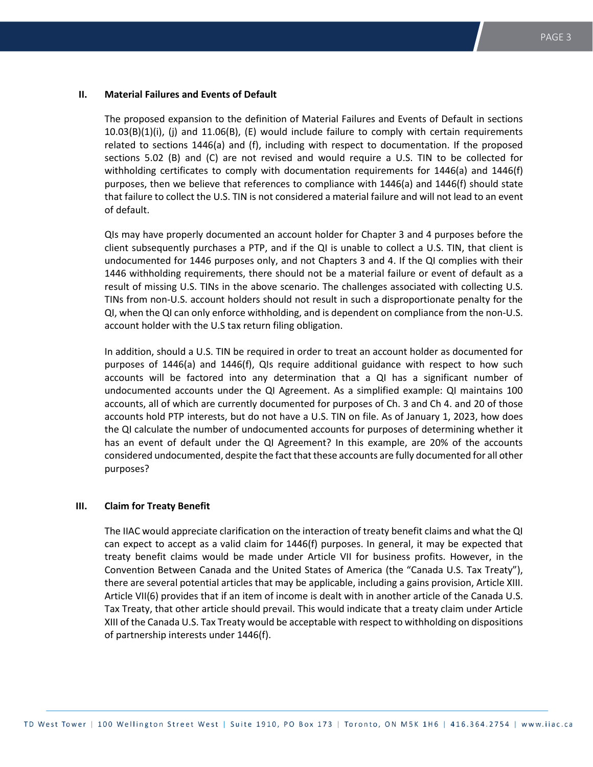## II. Material Failures and Events of Default

The proposed expansion to the definition of Material Failures and Events of Default in sections 10.03(B)(1)(i), (j) and 11.06(B), (E) would include failure to comply with certain requirements related to sections 1446(a) and (f), including with respect to documentation. If the proposed sections 5.02 (B) and (C) are not revised and would require a U.S. TIN to be collected for withholding certificates to comply with documentation requirements for 1446(a) and 1446(f) purposes, then we believe that references to compliance with 1446(a) and 1446(f) should state that failure to collect the U.S. TIN is not considered a material failure and will not lead to an event of default.

QIs may have properly documented an account holder for Chapter 3 and 4 purposes before the client subsequently purchases a PTP, and if the QI is unable to collect a U.S. TIN, that client is undocumented for 1446 purposes only, and not Chapters 3 and 4. If the QI complies with their 1446 withholding requirements, there should not be a material failure or event of default as a result of missing U.S. TINs in the above scenario. The challenges associated with collecting U.S. TINs from non-U.S. account holders should not result in such a disproportionate penalty for the QI, when the QI can only enforce withholding, and is dependent on compliance from the non-U.S. account holder with the U.S tax return filing obligation.

In addition, should a U.S. TIN be required in order to treat an account holder as documented for purposes of 1446(a) and 1446(f), QIs require additional guidance with respect to how such accounts will be factored into any determination that a QI has a significant number of undocumented accounts under the QI Agreement. As a simplified example: QI maintains 100 accounts, all of which are currently documented for purposes of Ch. 3 and Ch 4. and 20 of those accounts hold PTP interests, but do not have a U.S. TIN on file. As of January 1, 2023, how does the QI calculate the number of undocumented accounts for purposes of determining whether it has an event of default under the QI Agreement? In this example, are 20% of the accounts considered undocumented, despite the fact that these accounts are fully documented for all other purposes?

## III. Claim for Treaty Benefit

The IIAC would appreciate clarification on the interaction of treaty benefit claims and what the QI can expect to accept as a valid claim for 1446(f) purposes. In general, it may be expected that treaty benefit claims would be made under Article VII for business profits. However, in the Convention Between Canada and the United States of America (the "Canada U.S. Tax Treaty"), there are several potential articles that may be applicable, including a gains provision, Article XIII. Article VII(6) provides that if an item of income is dealt with in another article of the Canada U.S. Tax Treaty, that other article should prevail. This would indicate that a treaty claim under Article XIII of the Canada U.S. Tax Treaty would be acceptable with respect to withholding on dispositions of partnership interests under 1446(f).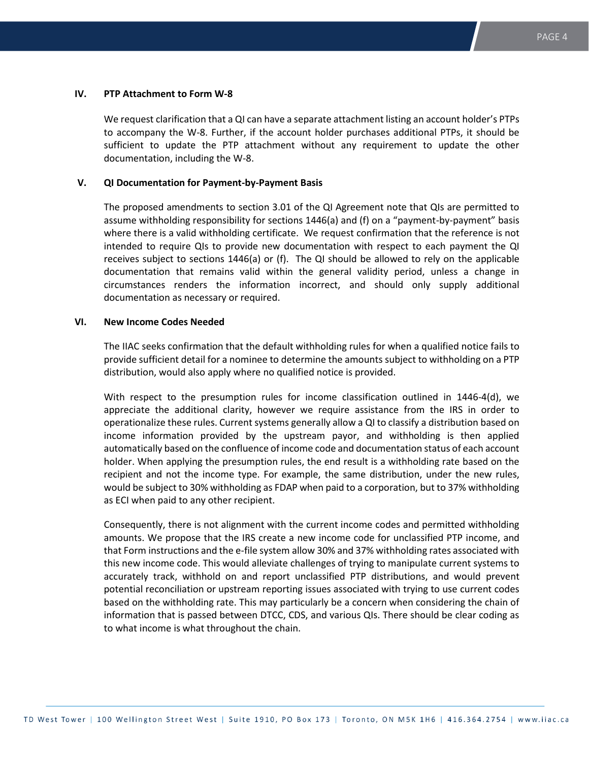## IV. PTP Attachment to Form W-8

We request clarification that a QI can have a separate attachment listing an account holder's PTPs to accompany the W-8. Further, if the account holder purchases additional PTPs, it should be sufficient to update the PTP attachment without any requirement to update the other documentation, including the W-8.

## V. QI Documentation for Payment-by-Payment Basis

The proposed amendments to section 3.01 of the QI Agreement note that QIs are permitted to assume withholding responsibility for sections 1446(a) and (f) on a "payment-by-payment" basis where there is a valid withholding certificate. We request confirmation that the reference is not intended to require QIs to provide new documentation with respect to each payment the QI receives subject to sections 1446(a) or (f). The QI should be allowed to rely on the applicable documentation that remains valid within the general validity period, unless a change in circumstances renders the information incorrect, and should only supply additional documentation as necessary or required.

## VI. New Income Codes Needed

The IIAC seeks confirmation that the default withholding rules for when a qualified notice fails to provide sufficient detail for a nominee to determine the amounts subject to withholding on a PTP distribution, would also apply where no qualified notice is provided.

With respect to the presumption rules for income classification outlined in 1446-4(d), we appreciate the additional clarity, however we require assistance from the IRS in order to operationalize these rules. Current systems generally allow a QI to classify a distribution based on income information provided by the upstream payor, and withholding is then applied automatically based on the confluence of income code and documentation status of each account holder. When applying the presumption rules, the end result is a withholding rate based on the recipient and not the income type. For example, the same distribution, under the new rules, would be subject to 30% withholding as FDAP when paid to a corporation, but to 37% withholding as ECI when paid to any other recipient.

Consequently, there is not alignment with the current income codes and permitted withholding amounts. We propose that the IRS create a new income code for unclassified PTP income, and that Form instructions and the e-file system allow 30% and 37% withholding rates associated with this new income code. This would alleviate challenges of trying to manipulate current systems to accurately track, withhold on and report unclassified PTP distributions, and would prevent potential reconciliation or upstream reporting issues associated with trying to use current codes based on the withholding rate. This may particularly be a concern when considering the chain of information that is passed between DTCC, CDS, and various QIs. There should be clear coding as to what income is what throughout the chain.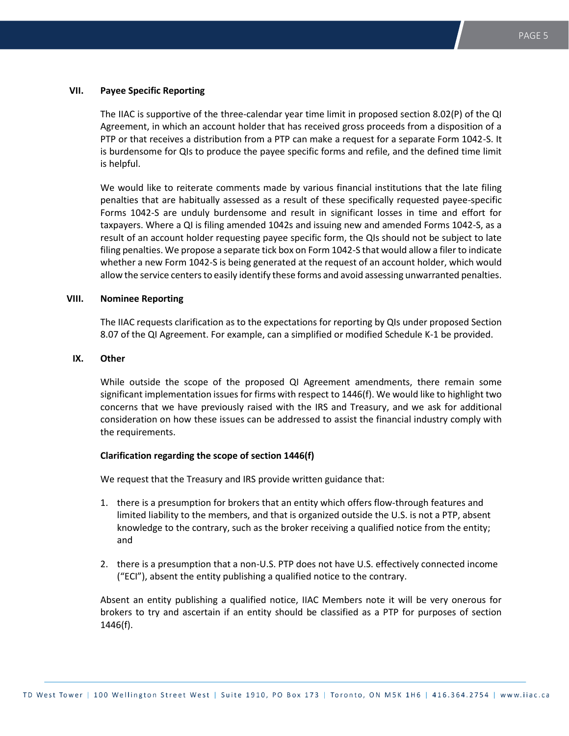## VII. Payee Specific Reporting

The IIAC is supportive of the three-calendar year time limit in proposed section 8.02(P) of the QI Agreement, in which an account holder that has received gross proceeds from a disposition of a PTP or that receives a distribution from a PTP can make a request for a separate Form 1042-S. It is burdensome for QIs to produce the payee specific forms and refile, and the defined time limit is helpful.

We would like to reiterate comments made by various financial institutions that the late filing penalties that are habitually assessed as a result of these specifically requested payee-specific Forms 1042-S are unduly burdensome and result in significant losses in time and effort for taxpayers. Where a QI is filing amended 1042s and issuing new and amended Forms 1042-S, as a result of an account holder requesting payee specific forms, the QIs should not be subject to late filing penalties. We propose a separate tick box on Form 1042-S that would allow a filer to indicate whether a new Form 1042-S is being generated at the request of an account holder, which would allow the service centers to easily identify these forms and avoid assessing unwarranted penalties.

## VIII. Nominee Reporting

The IIAC requests clarification as to the expectations for reporting by QIs under proposed Section 8.07 of the QI Agreement. For example, can a simplified or modified Schedule K-1 be provided.

## IX. Other

While outside the scope of the proposed QI Agreement amendments, there remain some significant implementation issues for firms with respect to 1446(f). We would like to highlight two concerns that we have previously raised with the IRS and Treasury, and we ask for additional consideration on how these issues can be addressed to assist the financial industry comply with the requirements.

**Clarification regarding the scope of section 1446(f)**

We request that the Treasury and IRS provide written guidance that:

1. there is a presumption for brokers that an entity which offers flow-through features and limited liability to the members, and that is organized outside the U.S. is not a PTP, absent knowledge to the contrary, such as the broker receiving a qualified notice from the entity; and
2. there is a presumption that a non-U.S. PTP does not have U.S. effectively connected income ("ECI"), absent the entity publishing a qualified notice to the contrary.

Absent an entity publishing a qualified notice, IIAC Members note it will be very onerous for brokers to try and ascertain if an entity should be classified as a PTP for purposes of section 1446(f).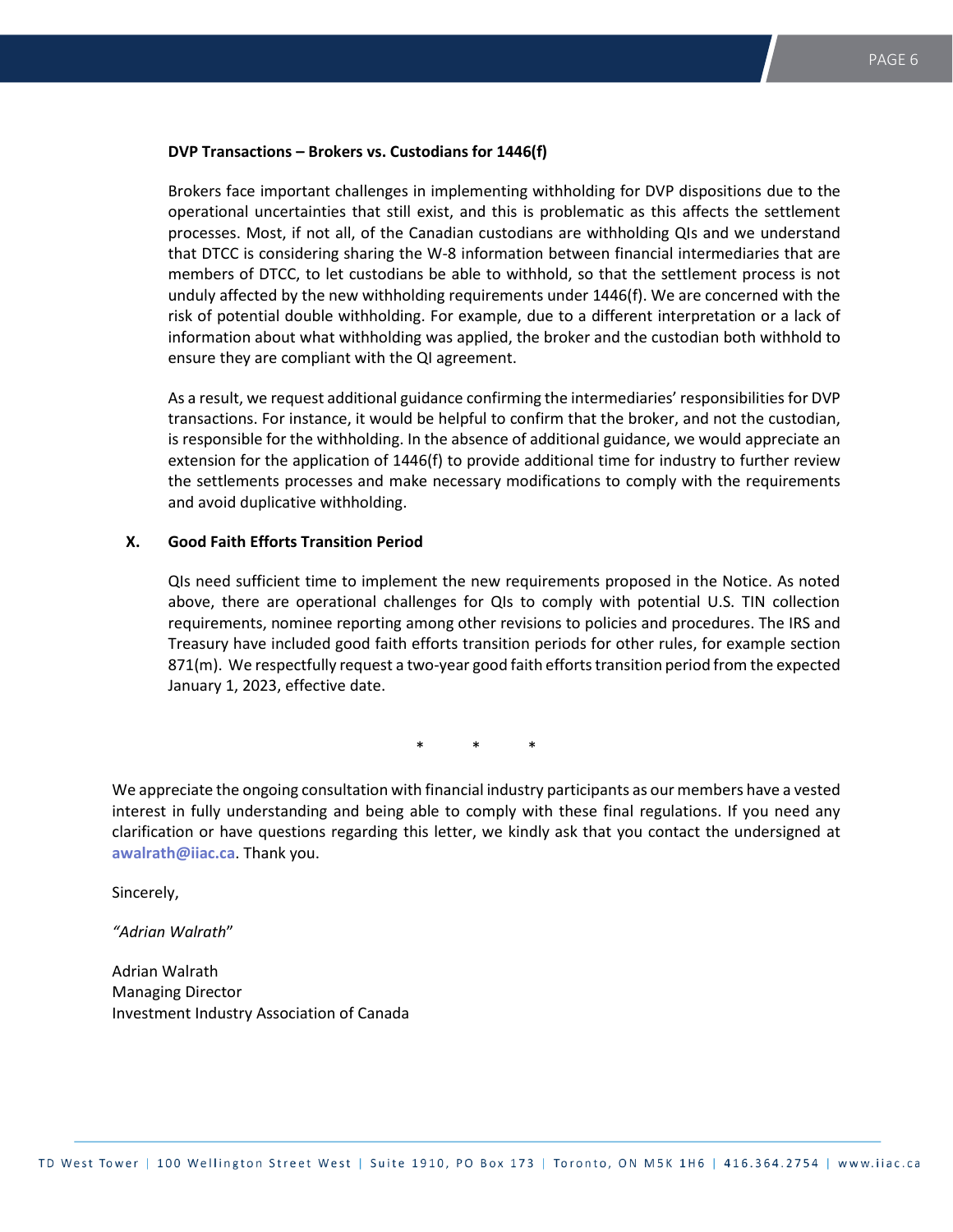### DVP Transactions – Brokers vs. Custodians for 1446(f)

Brokers face important challenges in implementing withholding for DVP dispositions due to the operational uncertainties that still exist, and this is problematic as this affects the settlement processes. Most, if not all, of the Canadian custodians are withholding QIs and we understand that DTCC is considering sharing the W-8 information between financial intermediaries that are members of DTCC, to let custodians be able to withhold, so that the settlement process is not unduly affected by the new withholding requirements under 1446(f). We are concerned with the risk of potential double withholding. For example, due to a different interpretation or a lack of information about what withholding was applied, the broker and the custodian both withhold to ensure they are compliant with the QI agreement.

As a result, we request additional guidance confirming the intermediaries' responsibilities for DVP transactions. For instance, it would be helpful to confirm that the broker, and not the custodian, is responsible for the withholding. In the absence of additional guidance, we would appreciate an extension for the application of 1446(f) to provide additional time for industry to further review the settlements processes and make necessary modifications to comply with the requirements and avoid duplicative withholding.

## X. Good Faith Efforts Transition Period

QIs need sufficient time to implement the new requirements proposed in the Notice. As noted above, there are operational challenges for QIs to comply with potential U.S. TIN collection requirements, nominee reporting among other revisions to policies and procedures. The IRS and Treasury have included good faith efforts transition periods for other rules, for example section 871(m). We respectfully request a two-year good faith efforts transition period from the expected January 1, 2023, effective date.

\* \* \*

We appreciate the ongoing consultation with financial industry participants as our members have a vested interest in fully understanding and being able to comply with these final regulations. If you need any clarification or have questions regarding this letter, we kindly ask that you contact the undersigned at **awalrath@iiac.ca**. Thank you.

Sincerely,

*"Adrian Walrath"*

Adrian Walrath
Managing Director
Investment Industry Association of Canada